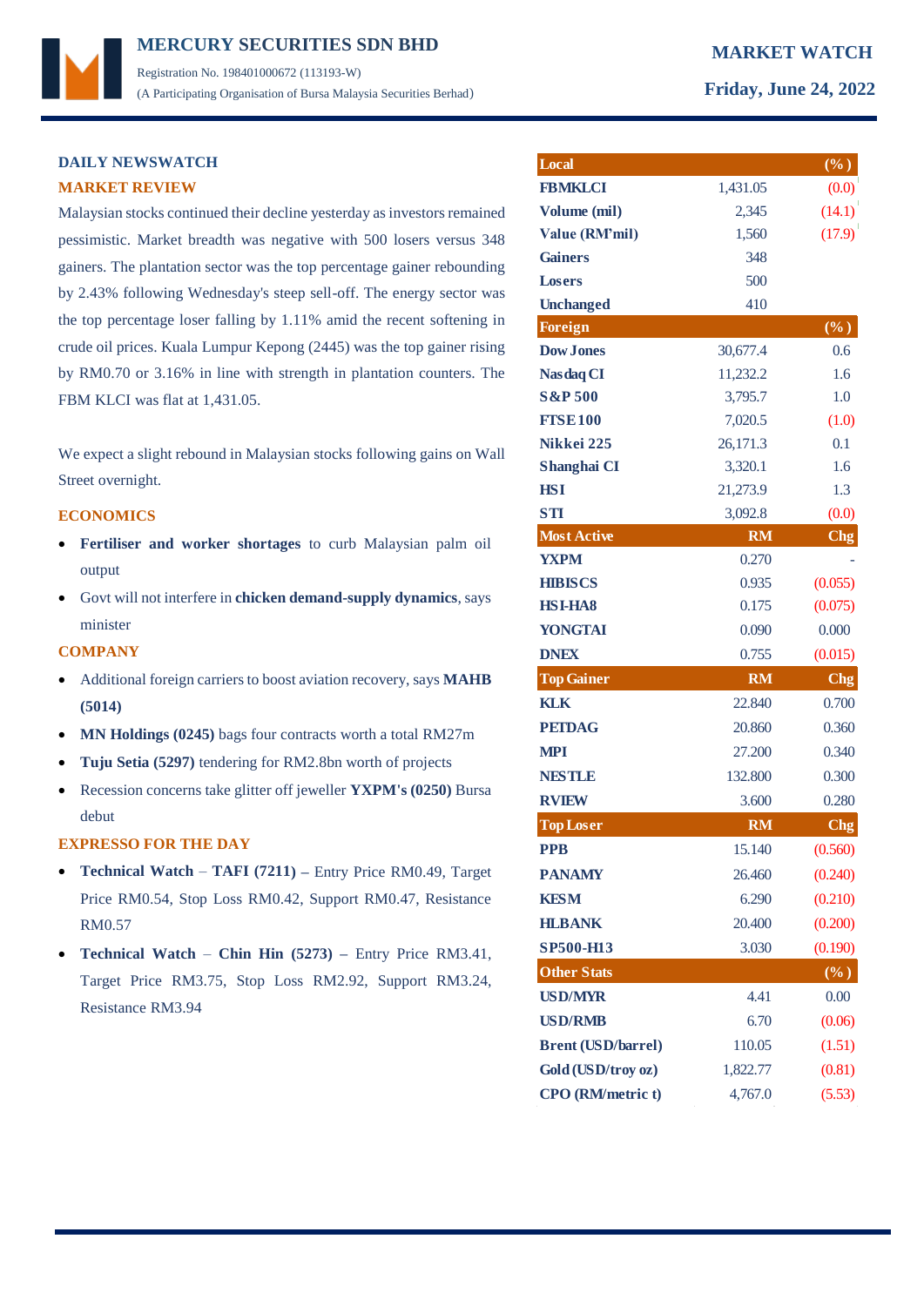# MERCURY SECURITIES SDN BHD

Registration No. 198401000672 (113193-W)
(A Participating Organisation of Bursa Malaysia Securities Berhad)

**MARKET WATCH**

**Friday, June 24, 2022**

## DAILY NEWSWATCH

### MARKET REVIEW

Malaysian stocks continued their decline yesterday as investors remained pessimistic. Market breadth was negative with 500 losers versus 348 gainers. The plantation sector was the top percentage gainer rebounding by 2.43% following Wednesday's steep sell-off. The energy sector was the top percentage loser falling by 1.11% amid the recent softening in crude oil prices. Kuala Lumpur Kepong (2445) was the top gainer rising by RM0.70 or 3.16% in line with strength in plantation counters. The FBM KLCI was flat at 1,431.05.

We expect a slight rebound in Malaysian stocks following gains on Wall Street overnight.

### ECONOMICS

- **Fertiliser and worker shortages** to curb Malaysian palm oil output
- Govt will not interfere in **chicken demand-supply dynamics**, says minister

### COMPANY

- Additional foreign carriers to boost aviation recovery, says **MAHB (5014)**
- **MN Holdings (0245)** bags four contracts worth a total RM27m
- **Tuju Setia (5297)** tendering for RM2.8bn worth of projects
- Recession concerns take glitter off jeweller **YXPM's (0250)** Bursa debut

### EXPRESSO FOR THE DAY

- **Technical Watch – TAFI (7211) –** Entry Price RM0.49, Target Price RM0.54, Stop Loss RM0.42, Support RM0.47, Resistance RM0.57
- **Technical Watch – Chin Hin (5273) –** Entry Price RM3.41, Target Price RM3.75, Stop Loss RM2.92, Support RM3.24, Resistance RM3.94

| **Local** | | **(%)** |
|---|---|---|
| **FBMKLCI** | 1,431.05 | (0.0) |
| **Volume (mil)** | 2,345 | (14.1) |
| **Value (RM'mil)** | 1,560 | (17.9) |
| **Gainers** | 348 | |
| **Losers** | 500 | |
| **Unchanged** | 410 | |
| **Foreign** | | **(%)** |
| **Dow Jones** | 30,677.4 | 0.6 |
| **Nasdaq CI** | 11,232.2 | 1.6 |
| **S&P 500** | 3,795.7 | 1.0 |
| **FTSE 100** | 7,020.5 | (1.0) |
| **Nikkei 225** | 26,171.3 | 0.1 |
| **Shanghai CI** | 3,320.1 | 1.6 |
| **HSI** | 21,273.9 | 1.3 |
| **STI** | 3,092.8 | (0.0) |
| **Most Active** | **RM** | **Chg** |
| **YXPM** | 0.270 | - |
| **HIBISCS** | 0.935 | (0.055) |
| **HSI-HA8** | 0.175 | (0.075) |
| **YONGTAI** | 0.090 | 0.000 |
| **DNEX** | 0.755 | (0.015) |
| **Top Gainer** | **RM** | **Chg** |
| **KLK** | 22.840 | 0.700 |
| **PETDAG** | 20.860 | 0.360 |
| **MPI** | 27.200 | 0.340 |
| **NESTLE** | 132.800 | 0.300 |
| **RVIEW** | 3.600 | 0.280 |
| **Top Loser** | **RM** | **Chg** |
| **PPB** | 15.140 | (0.560) |
| **PANAMY** | 26.460 | (0.240) |
| **KESM** | 6.290 | (0.210) |
| **HLBANK** | 20.400 | (0.200) |
| **SP500-H13** | 3.030 | (0.190) |
| **Other Stats** | | **(%)** |
| **USD/MYR** | 4.41 | 0.00 |
| **USD/RMB** | 6.70 | (0.06) |
| **Brent (USD/barrel)** | 110.05 | (1.51) |
| **Gold (USD/troy oz)** | 1,822.77 | (0.81) |
| **CPO (RM/metric t)** | 4,767.0 | (5.53) |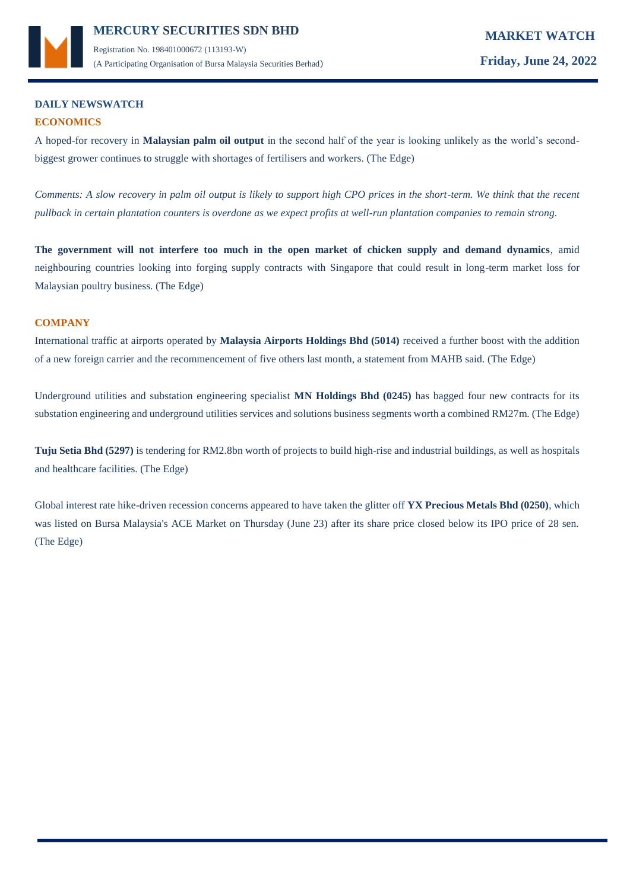## DAILY NEWSWATCH

### ECONOMICS

A hoped-for recovery in **Malaysian palm oil output** in the second half of the year is looking unlikely as the world's second-biggest grower continues to struggle with shortages of fertilisers and workers. (The Edge)

*Comments: A slow recovery in palm oil output is likely to support high CPO prices in the short-term. We think that the recent pullback in certain plantation counters is overdone as we expect profits at well-run plantation companies to remain strong.*

**The government will not interfere too much in the open market of chicken supply and demand dynamics**, amid neighbouring countries looking into forging supply contracts with Singapore that could result in long-term market loss for Malaysian poultry business. (The Edge)

### COMPANY

International traffic at airports operated by **Malaysia Airports Holdings Bhd (5014)** received a further boost with the addition of a new foreign carrier and the recommencement of five others last month, a statement from MAHB said. (The Edge)

Underground utilities and substation engineering specialist **MN Holdings Bhd (0245)** has bagged four new contracts for its substation engineering and underground utilities services and solutions business segments worth a combined RM27m. (The Edge)

**Tuju Setia Bhd (5297)** is tendering for RM2.8bn worth of projects to build high-rise and industrial buildings, as well as hospitals and healthcare facilities. (The Edge)

Global interest rate hike-driven recession concerns appeared to have taken the glitter off **YX Precious Metals Bhd (0250)**, which was listed on Bursa Malaysia's ACE Market on Thursday (June 23) after its share price closed below its IPO price of 28 sen. (The Edge)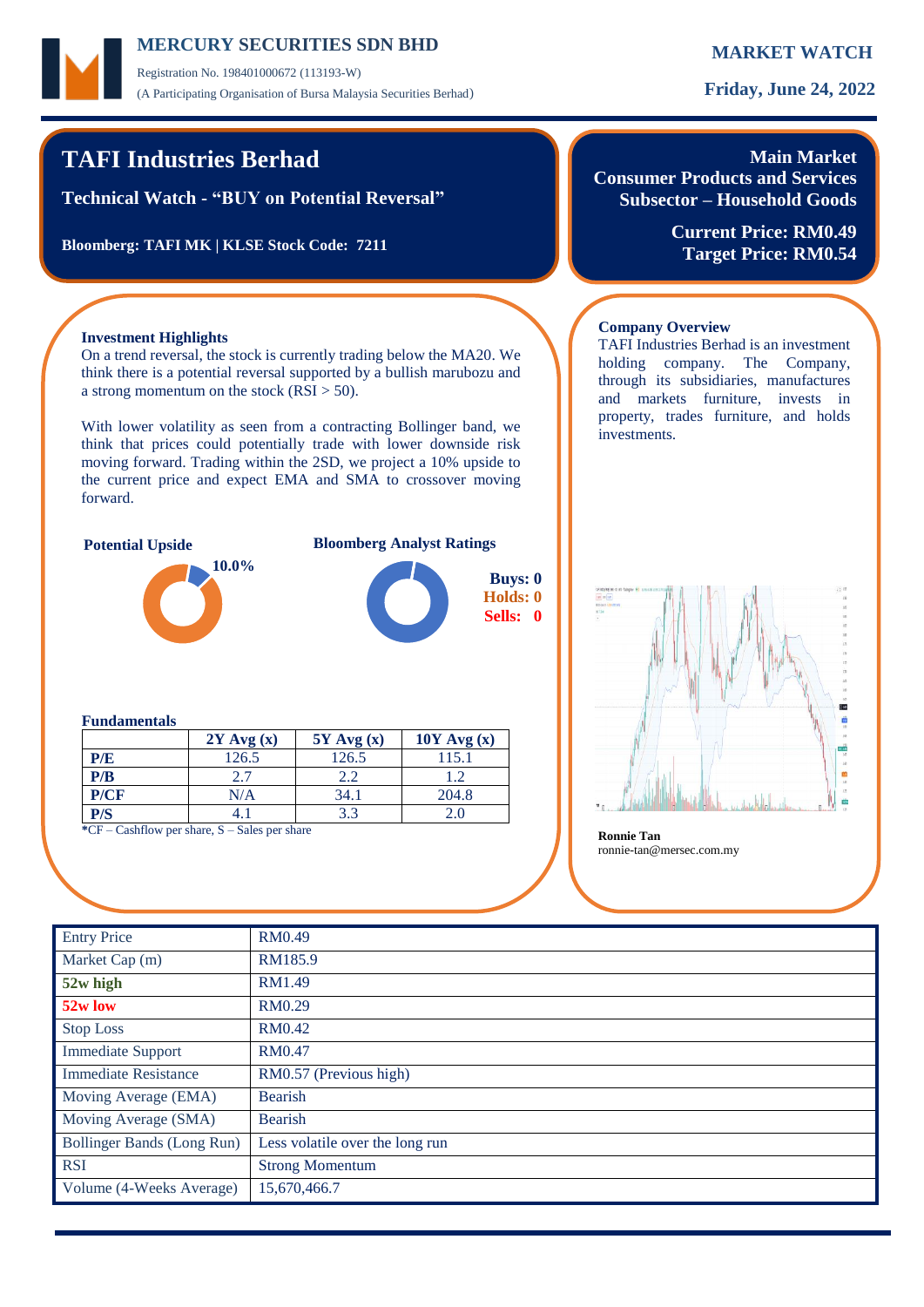# TAFI Industries Berhad

**Technical Watch - "BUY on Potential Reversal"**

**Bloomberg: TAFI MK | KLSE Stock Code: 7211**

**Main Market**
**Consumer Products and Services Subsector – Household Goods**

**Current Price: RM0.49**
**Target Price: RM0.54**

### Investment Highlights

On a trend reversal, the stock is currently trading below the MA20. We think there is a potential reversal supported by a bullish marubozu and a strong momentum on the stock (RSI > 50).

With lower volatility as seen from a contracting Bollinger band, we think that prices could potentially trade with lower downside risk moving forward. Trading within the 2SD, we project a 10% upside to the current price and expect EMA and SMA to crossover moving forward.

**Potential Upside**

10.0%

**Bloomberg Analyst Ratings**

**Buys: 0**
**Holds: 0**
**Sells: 0**

### Fundamentals

| | 2Y Avg (x) | 5Y Avg (x) | 10Y Avg (x) |
|---|---|---|---|
| **P/E** | 126.5 | 126.5 | 115.1 |
| **P/B** | 2.7 | 2.2 | 1.2 |
| **P/CF** | N/A | 34.1 | 204.8 |
| **P/S** | 4.1 | 3.3 | 2.0 |

*CF – Cashflow per share, S – Sales per share

### Company Overview

TAFI Industries Berhad is an investment holding company. The Company, through its subsidiaries, manufactures and markets furniture, invests in property, trades furniture, and holds investments.

**Ronnie Tan**
ronnie-tan@mersec.com.my

| | |
|---|---|
| Entry Price | RM0.49 |
| Market Cap (m) | RM185.9 |
| **52w high** | RM1.49 |
| **52w low** | RM0.29 |
| Stop Loss | RM0.42 |
| Immediate Support | RM0.47 |
| Immediate Resistance | RM0.57 (Previous high) |
| Moving Average (EMA) | Bearish |
| Moving Average (SMA) | Bearish |
| Bollinger Bands (Long Run) | Less volatile over the long run |
| RSI | Strong Momentum |
| Volume (4-Weeks Average) | 15,670,466.7 |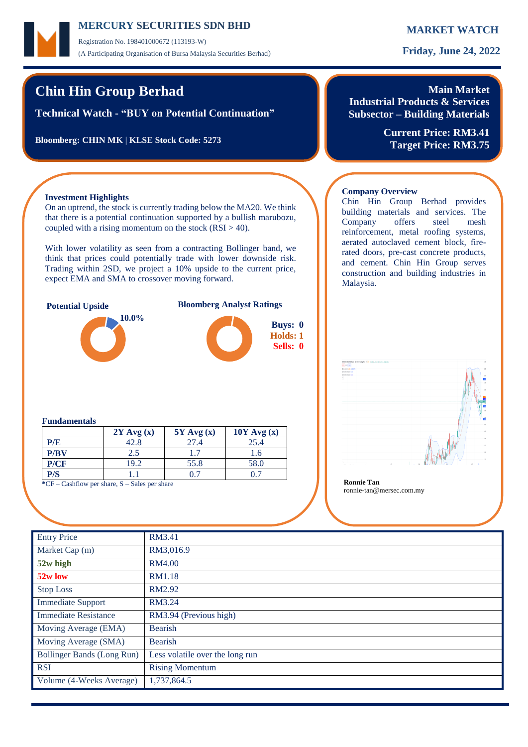# Chin Hin Group Berhad

**Technical Watch - "BUY on Potential Continuation"**

**Bloomberg: CHIN MK | KLSE Stock Code: 5273**

**Main Market**
**Industrial Products & Services**
**Subsector – Building Materials**

**Current Price: RM3.41**
**Target Price: RM3.75**

### Investment Highlights

On an uptrend, the stock is currently trading below the MA20. We think that there is a potential continuation supported by a bullish marubozu, coupled with a rising momentum on the stock (RSI > 40).

With lower volatility as seen from a contracting Bollinger band, we think that prices could potentially trade with lower downside risk. Trading within 2SD, we project a 10% upside to the current price, expect EMA and SMA to crossover moving forward.

**Potential Upside**

10.0%

**Bloomberg Analyst Ratings**

Buys: 0
Holds: 1
Sells: 0

### Company Overview

Chin Hin Group Berhad provides building materials and services. The Company offers steel mesh reinforcement, metal roofing systems, aerated autoclaved cement block, fire-rated doors, pre-cast concrete products, and cement. Chin Hin Group serves construction and building industries in Malaysia.

### Fundamentals

| | 2Y Avg (x) | 5Y Avg (x) | 10Y Avg (x) |
|---|---|---|---|
| **P/E** | 42.8 | 27.4 | 25.4 |
| **P/BV** | 2.5 | 1.7 | 1.6 |
| **P/CF** | 19.2 | 55.8 | 58.0 |
| **P/S** | 1.1 | 0.7 | 0.7 |

*CF – Cashflow per share, S – Sales per share

**Ronnie Tan**
ronnie-tan@mersec.com.my

| | |
|---|---|
| Entry Price | RM3.41 |
| Market Cap (m) | RM3,016.9 |
| **52w high** | RM4.00 |
| **52w low** | RM1.18 |
| Stop Loss | RM2.92 |
| Immediate Support | RM3.24 |
| Immediate Resistance | RM3.94 (Previous high) |
| Moving Average (EMA) | Bearish |
| Moving Average (SMA) | Bearish |
| Bollinger Bands (Long Run) | Less volatile over the long run |
| RSI | Rising Momentum |
| Volume (4-Weeks Average) | 1,737,864.5 |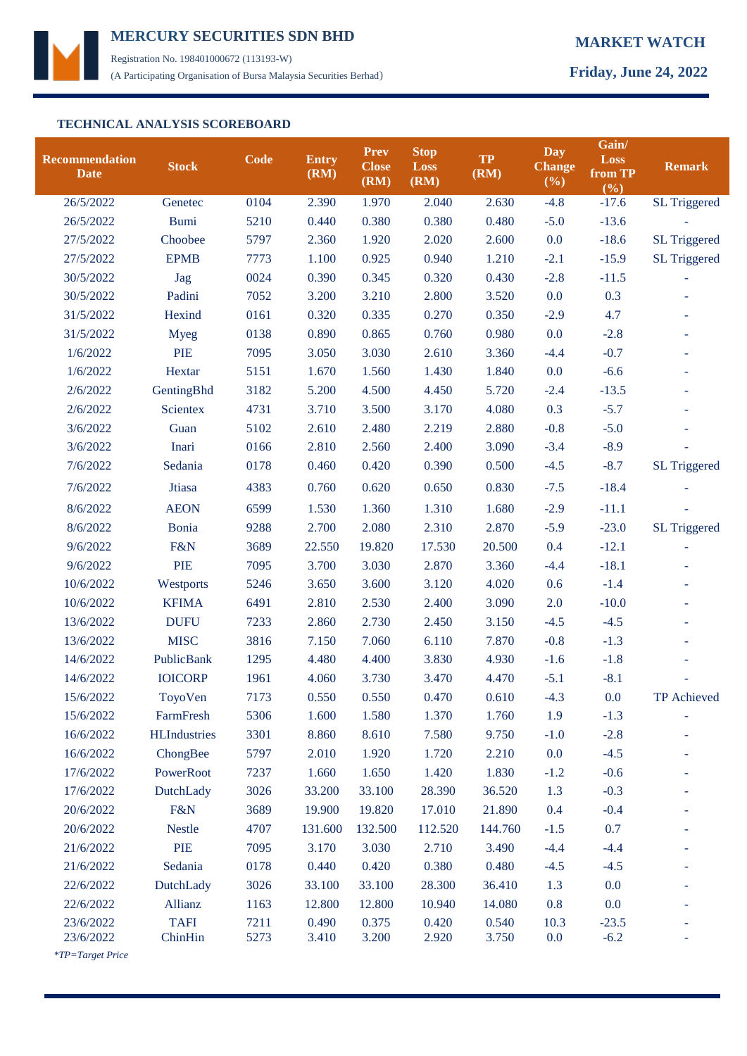## TECHNICAL ANALYSIS SCOREBOARD

| Recommendation Date | Stock | Code | Entry (RM) | Prev Close (RM) | Stop Loss (RM) | TP (RM) | Day Change (%) | Gain/ Loss from TP (%) | Remark |
|---|---|---|---|---|---|---|---|---|---|
| 26/5/2022 | Genetec | 0104 | 2.390 | 1.970 | 2.040 | 2.630 | -4.8 | -17.6 | SL Triggered |
| 26/5/2022 | Bumi | 5210 | 0.440 | 0.380 | 0.380 | 0.480 | -5.0 | -13.6 | - |
| 27/5/2022 | Choobee | 5797 | 2.360 | 1.920 | 2.020 | 2.600 | 0.0 | -18.6 | SL Triggered |
| 27/5/2022 | EPMB | 7773 | 1.100 | 0.925 | 0.940 | 1.210 | -2.1 | -15.9 | SL Triggered |
| 30/5/2022 | Jag | 0024 | 0.390 | 0.345 | 0.320 | 0.430 | -2.8 | -11.5 | - |
| 30/5/2022 | Padini | 7052 | 3.200 | 3.210 | 2.800 | 3.520 | 0.0 | 0.3 | - |
| 31/5/2022 | Hexind | 0161 | 0.320 | 0.335 | 0.270 | 0.350 | -2.9 | 4.7 | - |
| 31/5/2022 | Myeg | 0138 | 0.890 | 0.865 | 0.760 | 0.980 | 0.0 | -2.8 | - |
| 1/6/2022 | PIE | 7095 | 3.050 | 3.030 | 2.610 | 3.360 | -4.4 | -0.7 | - |
| 1/6/2022 | Hextar | 5151 | 1.670 | 1.560 | 1.430 | 1.840 | 0.0 | -6.6 | - |
| 2/6/2022 | GentingBhd | 3182 | 5.200 | 4.500 | 4.450 | 5.720 | -2.4 | -13.5 | - |
| 2/6/2022 | Scientex | 4731 | 3.710 | 3.500 | 3.170 | 4.080 | 0.3 | -5.7 | - |
| 3/6/2022 | Guan | 5102 | 2.610 | 2.480 | 2.219 | 2.880 | -0.8 | -5.0 | - |
| 3/6/2022 | Inari | 0166 | 2.810 | 2.560 | 2.400 | 3.090 | -3.4 | -8.9 | - |
| 7/6/2022 | Sedania | 0178 | 0.460 | 0.420 | 0.390 | 0.500 | -4.5 | -8.7 | SL Triggered |
| 7/6/2022 | Jtiasa | 4383 | 0.760 | 0.620 | 0.650 | 0.830 | -7.5 | -18.4 | - |
| 8/6/2022 | AEON | 6599 | 1.530 | 1.360 | 1.310 | 1.680 | -2.9 | -11.1 | - |
| 8/6/2022 | Bonia | 9288 | 2.700 | 2.080 | 2.310 | 2.870 | -5.9 | -23.0 | SL Triggered |
| 9/6/2022 | F&N | 3689 | 22.550 | 19.820 | 17.530 | 20.500 | 0.4 | -12.1 | - |
| 9/6/2022 | PIE | 7095 | 3.700 | 3.030 | 2.870 | 3.360 | -4.4 | -18.1 | - |
| 10/6/2022 | Westports | 5246 | 3.650 | 3.600 | 3.120 | 4.020 | 0.6 | -1.4 | - |
| 10/6/2022 | KFIMA | 6491 | 2.810 | 2.530 | 2.400 | 3.090 | 2.0 | -10.0 | - |
| 13/6/2022 | DUFU | 7233 | 2.860 | 2.730 | 2.450 | 3.150 | -4.5 | -4.5 | - |
| 13/6/2022 | MISC | 3816 | 7.150 | 7.060 | 6.110 | 7.870 | -0.8 | -1.3 | - |
| 14/6/2022 | PublicBank | 1295 | 4.480 | 4.400 | 3.830 | 4.930 | -1.6 | -1.8 | - |
| 14/6/2022 | IOICORP | 1961 | 4.060 | 3.730 | 3.470 | 4.470 | -5.1 | -8.1 | - |
| 15/6/2022 | ToyoVen | 7173 | 0.550 | 0.550 | 0.470 | 0.610 | -4.3 | 0.0 | TP Achieved |
| 15/6/2022 | FarmFresh | 5306 | 1.600 | 1.580 | 1.370 | 1.760 | 1.9 | -1.3 | - |
| 16/6/2022 | HLIndustries | 3301 | 8.860 | 8.610 | 7.580 | 9.750 | -1.0 | -2.8 | - |
| 16/6/2022 | ChongBee | 5797 | 2.010 | 1.920 | 1.720 | 2.210 | 0.0 | -4.5 | - |
| 17/6/2022 | PowerRoot | 7237 | 1.660 | 1.650 | 1.420 | 1.830 | -1.2 | -0.6 | - |
| 17/6/2022 | DutchLady | 3026 | 33.200 | 33.100 | 28.390 | 36.520 | 1.3 | -0.3 | - |
| 20/6/2022 | F&N | 3689 | 19.900 | 19.820 | 17.010 | 21.890 | 0.4 | -0.4 | - |
| 20/6/2022 | Nestle | 4707 | 131.600 | 132.500 | 112.520 | 144.760 | -1.5 | 0.7 | - |
| 21/6/2022 | PIE | 7095 | 3.170 | 3.030 | 2.710 | 3.490 | -4.4 | -4.4 | - |
| 21/6/2022 | Sedania | 0178 | 0.440 | 0.420 | 0.380 | 0.480 | -4.5 | -4.5 | - |
| 22/6/2022 | DutchLady | 3026 | 33.100 | 33.100 | 28.300 | 36.410 | 1.3 | 0.0 | - |
| 22/6/2022 | Allianz | 1163 | 12.800 | 12.800 | 10.940 | 14.080 | 0.8 | 0.0 | - |
| 23/6/2022 | TAFI | 7211 | 0.490 | 0.375 | 0.420 | 0.540 | 10.3 | -23.5 | - |
| 23/6/2022 | ChinHin | 5273 | 3.410 | 3.200 | 2.920 | 3.750 | 0.0 | -6.2 | - |

*\*TP=Target Price*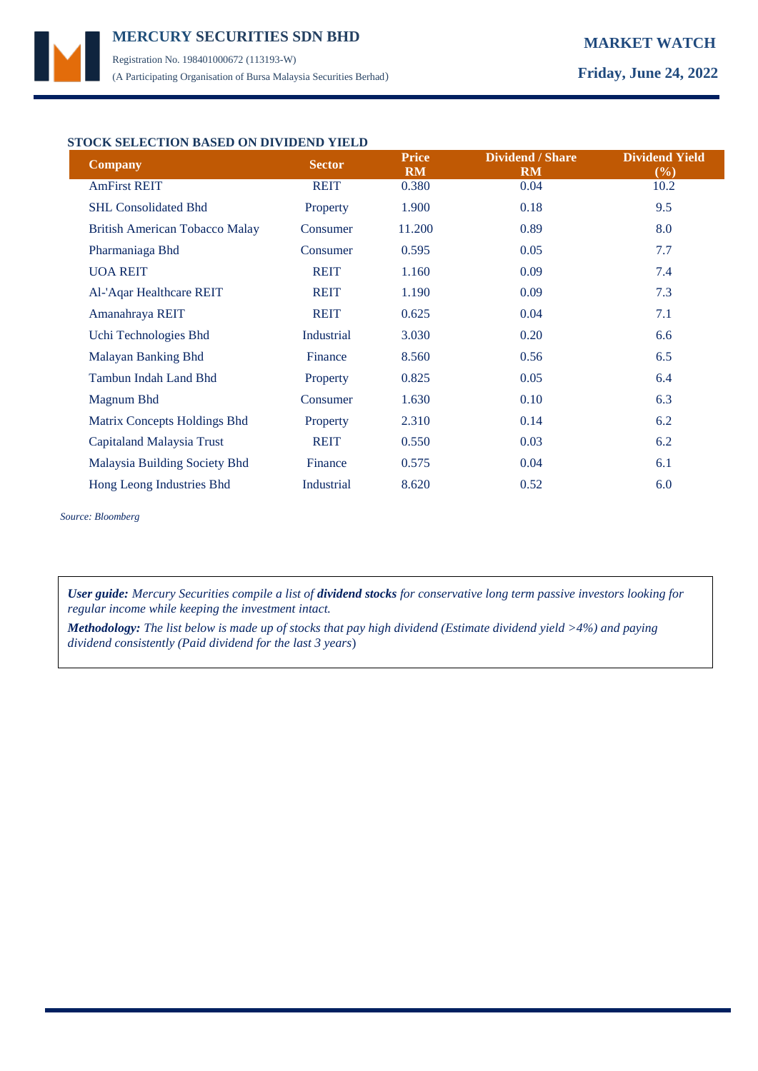## STOCK SELECTION BASED ON DIVIDEND YIELD

| Company | Sector | Price RM | Dividend / Share RM | Dividend Yield (%) |
|---|---|---|---|---|
| AmFirst REIT | REIT | 0.380 | 0.04 | 10.2 |
| SHL Consolidated Bhd | Property | 1.900 | 0.18 | 9.5 |
| British American Tobacco Malay | Consumer | 11.200 | 0.89 | 8.0 |
| Pharmaniaga Bhd | Consumer | 0.595 | 0.05 | 7.7 |
| UOA REIT | REIT | 1.160 | 0.09 | 7.4 |
| Al-'Aqar Healthcare REIT | REIT | 1.190 | 0.09 | 7.3 |
| Amanahraya REIT | REIT | 0.625 | 0.04 | 7.1 |
| Uchi Technologies Bhd | Industrial | 3.030 | 0.20 | 6.6 |
| Malayan Banking Bhd | Finance | 8.560 | 0.56 | 6.5 |
| Tambun Indah Land Bhd | Property | 0.825 | 0.05 | 6.4 |
| Magnum Bhd | Consumer | 1.630 | 0.10 | 6.3 |
| Matrix Concepts Holdings Bhd | Property | 2.310 | 0.14 | 6.2 |
| Capitaland Malaysia Trust | REIT | 0.550 | 0.03 | 6.2 |
| Malaysia Building Society Bhd | Finance | 0.575 | 0.04 | 6.1 |
| Hong Leong Industries Bhd | Industrial | 8.620 | 0.52 | 6.0 |

*Source: Bloomberg*

***User guide:*** *Mercury Securities compile a list of* ***dividend stocks*** *for conservative long term passive investors looking for regular income while keeping the investment intact.*

***Methodology:*** *The list below is made up of stocks that pay high dividend (Estimate dividend yield >4%) and paying dividend consistently (Paid dividend for the last 3 years)*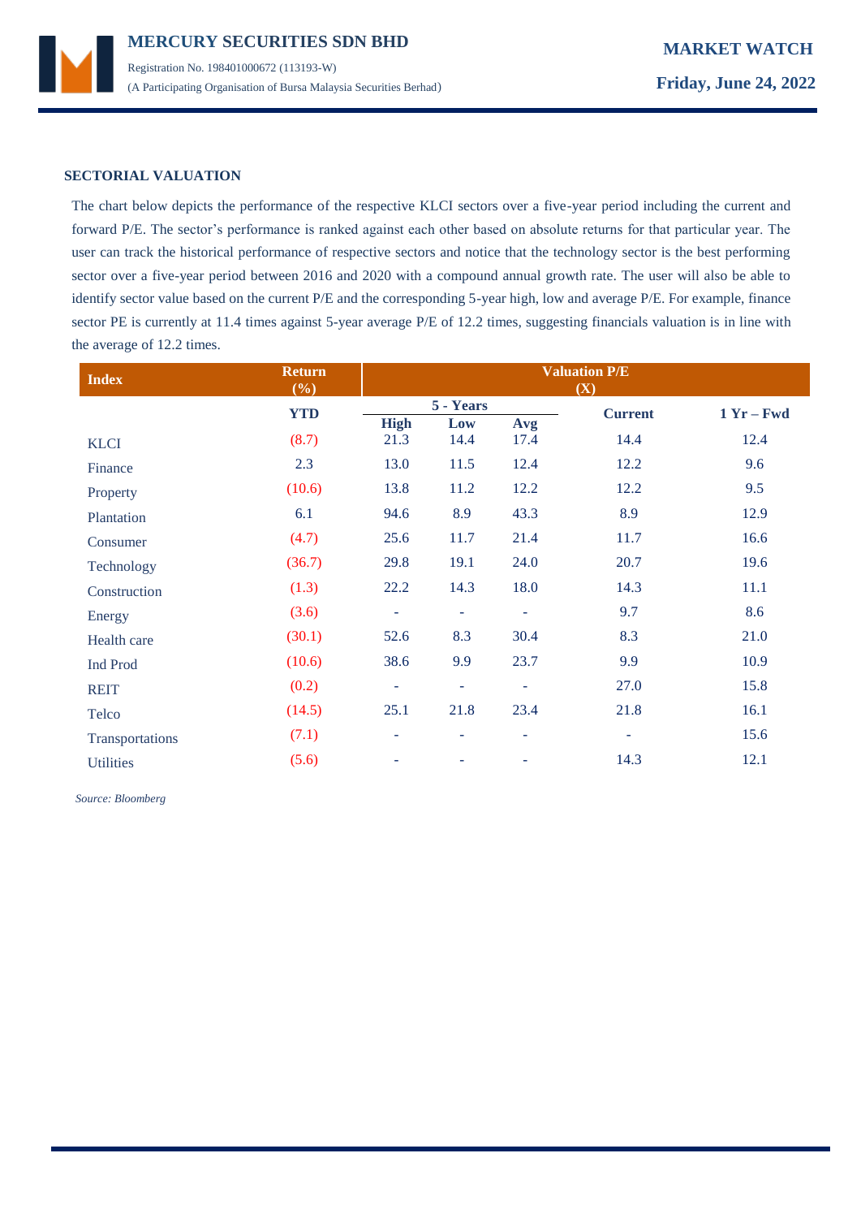## SECTORIAL VALUATION

The chart below depicts the performance of the respective KLCI sectors over a five-year period including the current and forward P/E. The sector's performance is ranked against each other based on absolute returns for that particular year. The user can track the historical performance of respective sectors and notice that the technology sector is the best performing sector over a five-year period between 2016 and 2020 with a compound annual growth rate. The user will also be able to identify sector value based on the current P/E and the corresponding 5-year high, low and average P/E. For example, finance sector PE is currently at 11.4 times against 5-year average P/E of 12.2 times, suggesting financials valuation is in line with the average of 12.2 times.

| Index | Return (%) | Valuation P/E (X) | | | | |
|---|---|---|---|---|---|---|
| | YTD | 5 - Years | | | Current | 1 Yr – Fwd |
| | | High | Low | Avg | | |
| KLCI | (8.7) | 21.3 | 14.4 | 17.4 | 14.4 | 12.4 |
| Finance | 2.3 | 13.0 | 11.5 | 12.4 | 12.2 | 9.6 |
| Property | (10.6) | 13.8 | 11.2 | 12.2 | 12.2 | 9.5 |
| Plantation | 6.1 | 94.6 | 8.9 | 43.3 | 8.9 | 12.9 |
| Consumer | (4.7) | 25.6 | 11.7 | 21.4 | 11.7 | 16.6 |
| Technology | (36.7) | 29.8 | 19.1 | 24.0 | 20.7 | 19.6 |
| Construction | (1.3) | 22.2 | 14.3 | 18.0 | 14.3 | 11.1 |
| Energy | (3.6) | - | - | - | 9.7 | 8.6 |
| Health care | (30.1) | 52.6 | 8.3 | 30.4 | 8.3 | 21.0 |
| Ind Prod | (10.6) | 38.6 | 9.9 | 23.7 | 9.9 | 10.9 |
| REIT | (0.2) | - | - | - | 27.0 | 15.8 |
| Telco | (14.5) | 25.1 | 21.8 | 23.4 | 21.8 | 16.1 |
| Transportations | (7.1) | - | - | - | - | 15.6 |
| Utilities | (5.6) | - | - | - | 14.3 | 12.1 |

*Source: Bloomberg*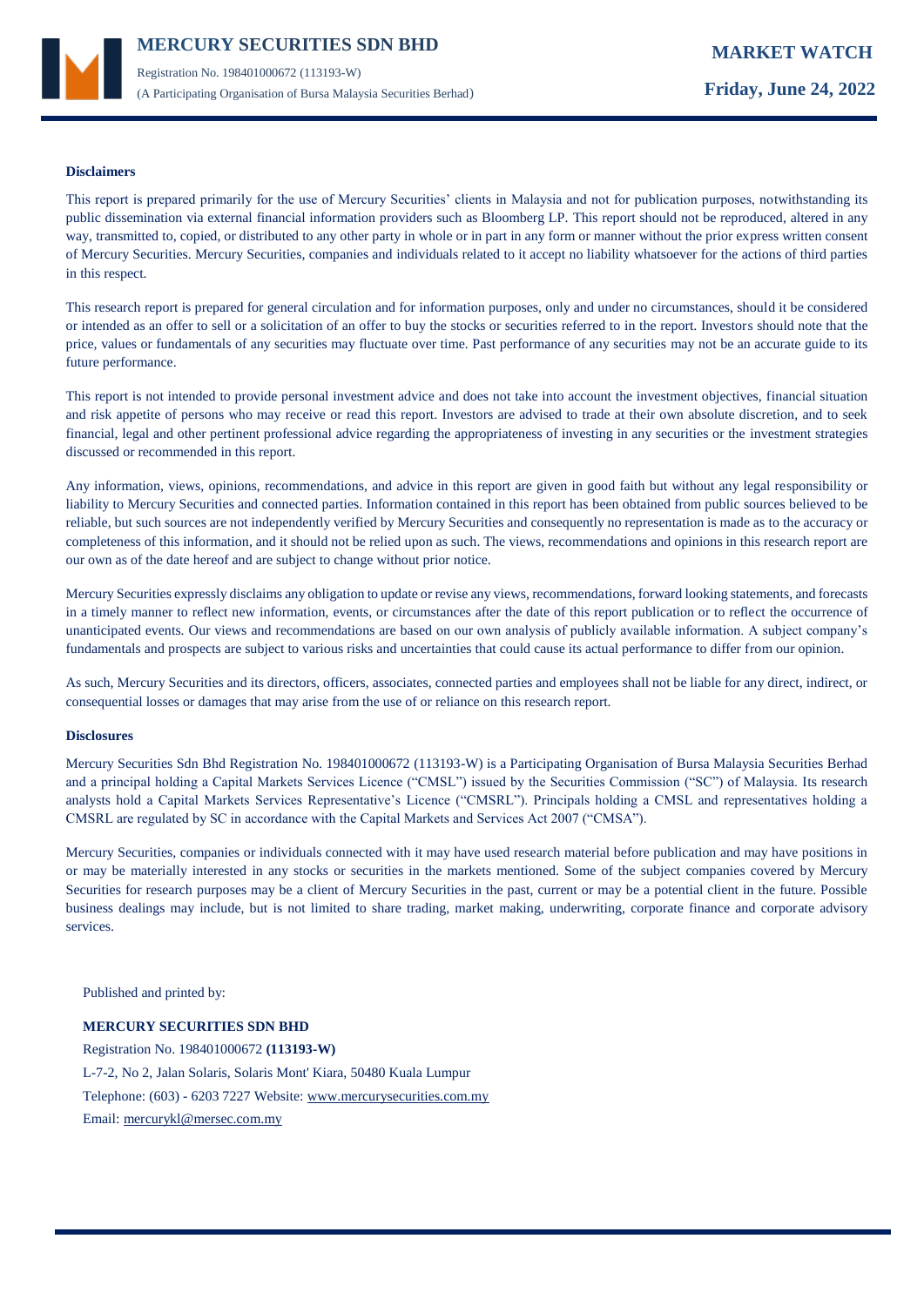**Disclaimers**

This report is prepared primarily for the use of Mercury Securities' clients in Malaysia and not for publication purposes, notwithstanding its public dissemination via external financial information providers such as Bloomberg LP. This report should not be reproduced, altered in any way, transmitted to, copied, or distributed to any other party in whole or in part in any form or manner without the prior express written consent of Mercury Securities. Mercury Securities, companies and individuals related to it accept no liability whatsoever for the actions of third parties in this respect.

This research report is prepared for general circulation and for information purposes, only and under no circumstances, should it be considered or intended as an offer to sell or a solicitation of an offer to buy the stocks or securities referred to in the report. Investors should note that the price, values or fundamentals of any securities may fluctuate over time. Past performance of any securities may not be an accurate guide to its future performance.

This report is not intended to provide personal investment advice and does not take into account the investment objectives, financial situation and risk appetite of persons who may receive or read this report. Investors are advised to trade at their own absolute discretion, and to seek financial, legal and other pertinent professional advice regarding the appropriateness of investing in any securities or the investment strategies discussed or recommended in this report.

Any information, views, opinions, recommendations, and advice in this report are given in good faith but without any legal responsibility or liability to Mercury Securities and connected parties. Information contained in this report has been obtained from public sources believed to be reliable, but such sources are not independently verified by Mercury Securities and consequently no representation is made as to the accuracy or completeness of this information, and it should not be relied upon as such. The views, recommendations and opinions in this research report are our own as of the date hereof and are subject to change without prior notice.

Mercury Securities expressly disclaims any obligation to update or revise any views, recommendations, forward looking statements, and forecasts in a timely manner to reflect new information, events, or circumstances after the date of this report publication or to reflect the occurrence of unanticipated events. Our views and recommendations are based on our own analysis of publicly available information. A subject company's fundamentals and prospects are subject to various risks and uncertainties that could cause its actual performance to differ from our opinion.

As such, Mercury Securities and its directors, officers, associates, connected parties and employees shall not be liable for any direct, indirect, or consequential losses or damages that may arise from the use of or reliance on this research report.

**Disclosures**

Mercury Securities Sdn Bhd Registration No. 198401000672 (113193-W) is a Participating Organisation of Bursa Malaysia Securities Berhad and a principal holding a Capital Markets Services Licence ("CMSL") issued by the Securities Commission ("SC") of Malaysia. Its research analysts hold a Capital Markets Services Representative's Licence ("CMSRL"). Principals holding a CMSL and representatives holding a CMSRL are regulated by SC in accordance with the Capital Markets and Services Act 2007 ("CMSA").

Mercury Securities, companies or individuals connected with it may have used research material before publication and may have positions in or may be materially interested in any stocks or securities in the markets mentioned. Some of the subject companies covered by Mercury Securities for research purposes may be a client of Mercury Securities in the past, current or may be a potential client in the future. Possible business dealings may include, but is not limited to share trading, market making, underwriting, corporate finance and corporate advisory services.

Published and printed by:

**MERCURY SECURITIES SDN BHD**

Registration No. 198401000672 **(113193-W)**

L-7-2, No 2, Jalan Solaris, Solaris Mont' Kiara, 50480 Kuala Lumpur

Telephone: (603) - 6203 7227 Website: www.mercurysecurities.com.my

Email: mercurykl@mersec.com.my